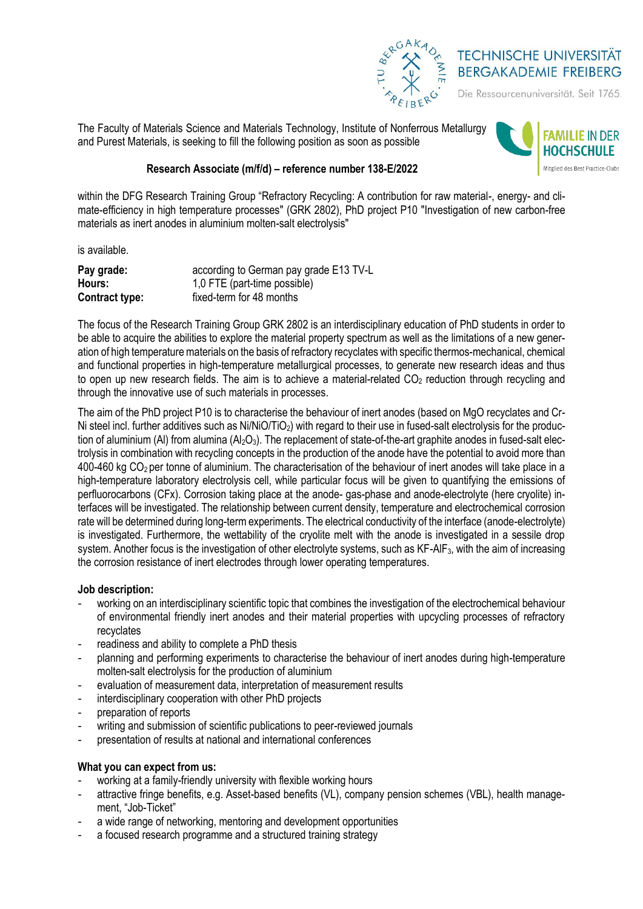TECHNISCHE UNIVERSITÄT BERGAKADEMIE FREIBERG

Die Ressourcenuniversität. Seit 1765.

FAMILIE IN DER HOCHSCHULE

Mitglied des Best Practice-Clubs

The Faculty of Materials Science and Materials Technology, Institute of Nonferrous Metallurgy and Purest Materials, is seeking to fill the following position as soon as possible

**Research Associate (m/f/d) – reference number 138-E/2022**

within the DFG Research Training Group "Refractory Recycling: A contribution for raw material-, energy- and climate-efficiency in high temperature processes" (GRK 2802), PhD project P10 "Investigation of new carbon-free materials as inert anodes in aluminium molten-salt electrolysis"

is available.

| | |
|---|---|
| **Pay grade:** | according to German pay grade E13 TV-L |
| **Hours:** | 1,0 FTE (part-time possible) |
| **Contract type:** | fixed-term for 48 months |

The focus of the Research Training Group GRK 2802 is an interdisciplinary education of PhD students in order to be able to acquire the abilities to explore the material property spectrum as well as the limitations of a new generation of high temperature materials on the basis of refractory recyclates with specific thermos-mechanical, chemical and functional properties in high-temperature metallurgical processes, to generate new research ideas and thus to open up new research fields. The aim is to achieve a material-related $CO_2$ reduction through recycling and through the innovative use of such materials in processes.

The aim of the PhD project P10 is to characterise the behaviour of inert anodes (based on MgO recyclates and Cr-Ni steel incl. further additives such as Ni/NiO/$TiO_2$) with regard to their use in fused-salt electrolysis for the production of aluminium (Al) from alumina ($Al_2O_3$). The replacement of state-of-the-art graphite anodes in fused-salt electrolysis in combination with recycling concepts in the production of the anode have the potential to avoid more than 400-460 kg $CO_2$ per tonne of aluminium. The characterisation of the behaviour of inert anodes will take place in a high-temperature laboratory electrolysis cell, while particular focus will be given to quantifying the emissions of perfluorocarbons (CFx). Corrosion taking place at the anode- gas-phase and anode-electrolyte (here cryolite) interfaces will be investigated. The relationship between current density, temperature and electrochemical corrosion rate will be determined during long-term experiments. The electrical conductivity of the interface (anode-electrolyte) is investigated. Furthermore, the wettability of the cryolite melt with the anode is investigated in a sessile drop system. Another focus is the investigation of other electrolyte systems, such as KF-$AlF_3$, with the aim of increasing the corrosion resistance of inert electrodes through lower operating temperatures.

**Job description:**

- working on an interdisciplinary scientific topic that combines the investigation of the electrochemical behaviour of environmental friendly inert anodes and their material properties with upcycling processes of refractory recyclates
- readiness and ability to complete a PhD thesis
- planning and performing experiments to characterise the behaviour of inert anodes during high-temperature molten-salt electrolysis for the production of aluminium
- evaluation of measurement data, interpretation of measurement results
- interdisciplinary cooperation with other PhD projects
- preparation of reports
- writing and submission of scientific publications to peer-reviewed journals
- presentation of results at national and international conferences

**What you can expect from us:**

- working at a family-friendly university with flexible working hours
- attractive fringe benefits, e.g. Asset-based benefits (VL), company pension schemes (VBL), health management, "Job-Ticket"
- a wide range of networking, mentoring and development opportunities
- a focused research programme and a structured training strategy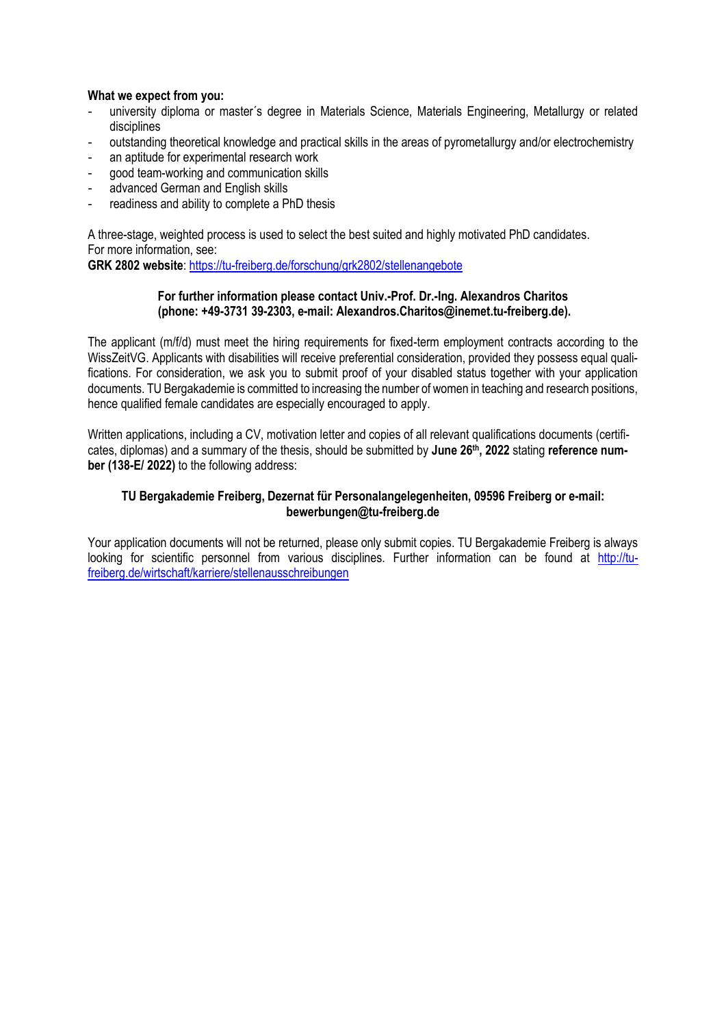**What we expect from you:**

- university diploma or master´s degree in Materials Science, Materials Engineering, Metallurgy or related disciplines
- outstanding theoretical knowledge and practical skills in the areas of pyrometallurgy and/or electrochemistry
- an aptitude for experimental research work
- good team-working and communication skills
- advanced German and English skills
- readiness and ability to complete a PhD thesis

A three-stage, weighted process is used to select the best suited and highly motivated PhD candidates.
For more information, see:
**GRK 2802 website**: https://tu-freiberg.de/forschung/grk2802/stellenangebote

**For further information please contact Univ.-Prof. Dr.-Ing. Alexandros Charitos (phone: +49-3731 39-2303, e-mail: Alexandros.Charitos@inemet.tu-freiberg.de).**

The applicant (m/f/d) must meet the hiring requirements for fixed-term employment contracts according to the WissZeitVG. Applicants with disabilities will receive preferential consideration, provided they possess equal qualifications. For consideration, we ask you to submit proof of your disabled status together with your application documents. TU Bergakademie is committed to increasing the number of women in teaching and research positions, hence qualified female candidates are especially encouraged to apply.

Written applications, including a CV, motivation letter and copies of all relevant qualifications documents (certificates, diplomas) and a summary of the thesis, should be submitted by **June 26th, 2022** stating **reference number (138-E/ 2022)** to the following address:

**TU Bergakademie Freiberg, Dezernat für Personalangelegenheiten, 09596 Freiberg or e-mail: bewerbungen@tu-freiberg.de**

Your application documents will not be returned, please only submit copies. TU Bergakademie Freiberg is always looking for scientific personnel from various disciplines. Further information can be found at http://tu-freiberg.de/wirtschaft/karriere/stellenausschreibungen